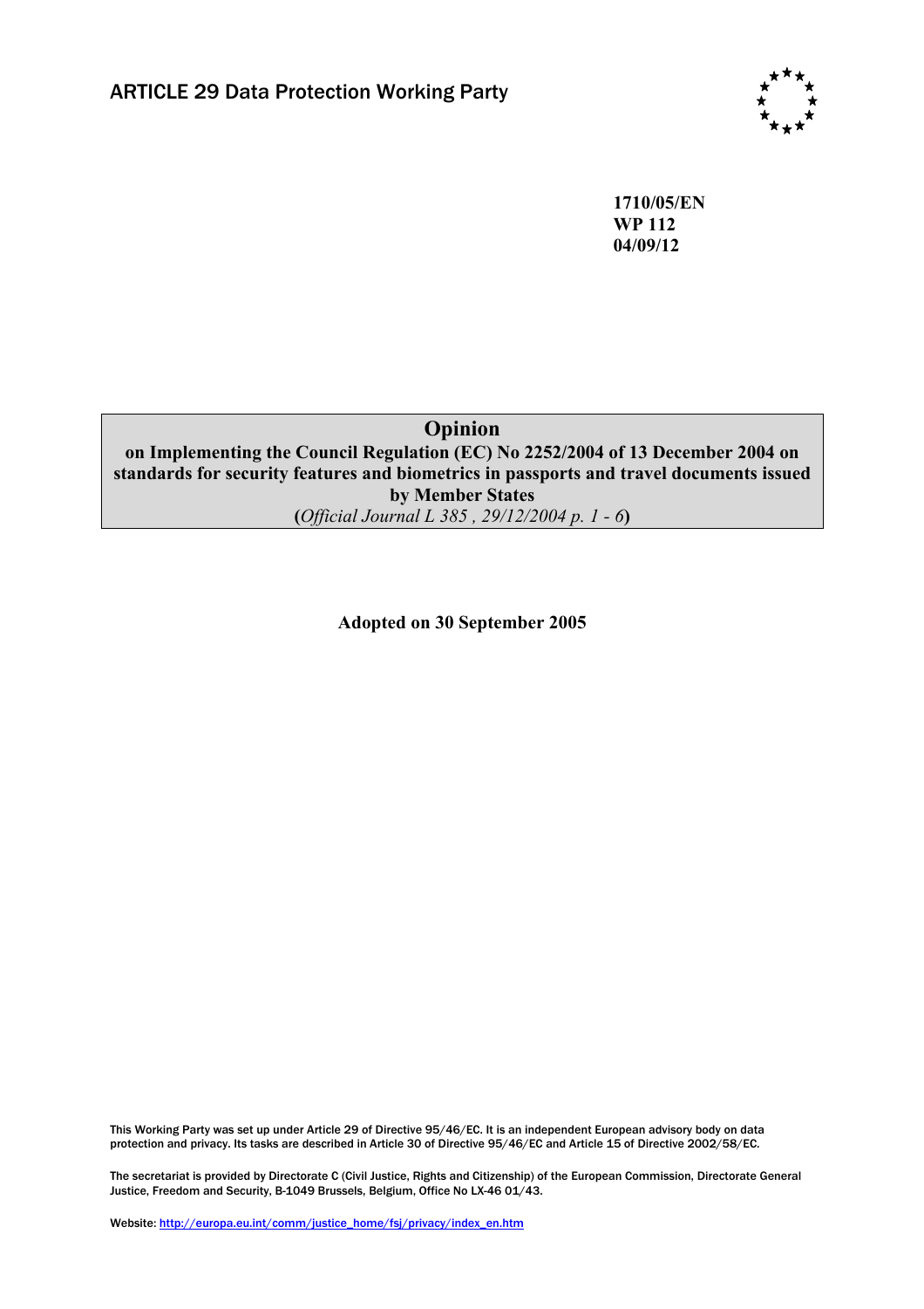ARTICLE 29 Data Protection Working Party

**1710/05/EN**
**WP 112**
**04/09/12**

# Opinion

**on Implementing the Council Regulation (EC) No 2252/2004 of 13 December 2004 on standards for security features and biometrics in passports and travel documents issued by Member States**
**(*Official Journal L 385 , 29/12/2004 p. 1 - 6*)**

**Adopted on 30 September 2005**

This Working Party was set up under Article 29 of Directive 95/46/EC. It is an independent European advisory body on data protection and privacy. Its tasks are described in Article 30 of Directive 95/46/EC and Article 15 of Directive 2002/58/EC.

The secretariat is provided by Directorate C (Civil Justice, Rights and Citizenship) of the European Commission, Directorate General Justice, Freedom and Security, B-1049 Brussels, Belgium, Office No LX-46 01/43.

Website: http://europa.eu.int/comm/justice_home/fsj/privacy/index_en.htm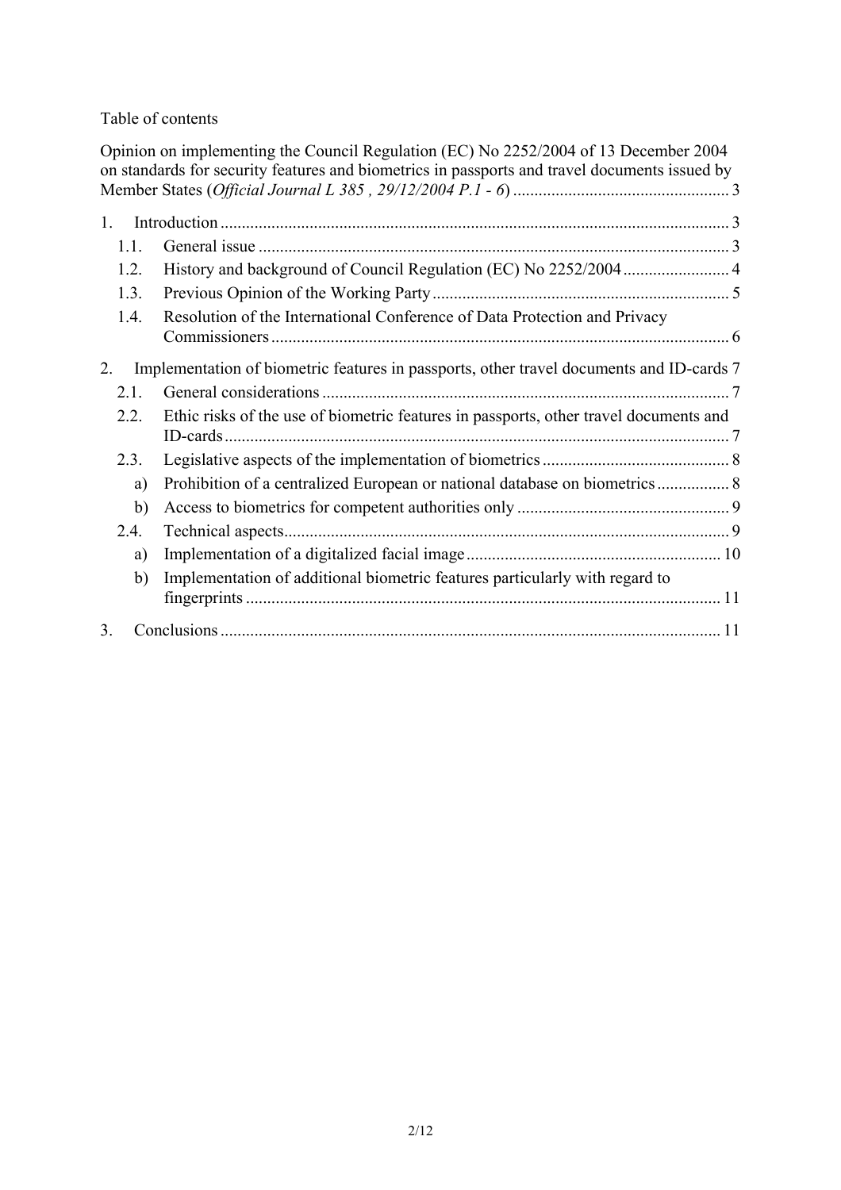Table of contents

Opinion on implementing the Council Regulation (EC) No 2252/2004 of 13 December 2004 on standards for security features and biometrics in passports and travel documents issued by Member States (*Official Journal L 385 , 29/12/2004 P.1 - 6*) .................................................. 3

1. Introduction ...................................................................................................................... 3
   - 1.1. General issue ............................................................................................................. 3
   - 1.2. History and background of Council Regulation (EC) No 2252/2004 ......................... 4
   - 1.3. Previous Opinion of the Working Party ..................................................................... 5
   - 1.4. Resolution of the International Conference of Data Protection and Privacy Commissioners ........................................................................................................... 6
2. Implementation of biometric features in passports, other travel documents and ID-cards 7
   - 2.1. General considerations ............................................................................................... 7
   - 2.2. Ethic risks of the use of biometric features in passports, other travel documents and ID-cards ...................................................................................................................... 7
   - 2.3. Legislative aspects of the implementation of biometrics ............................................ 8
     - a) Prohibition of a centralized European or national database on biometrics ................. 8
     - b) Access to biometrics for competent authorities only ................................................. 9
   - 2.4. Technical aspects ........................................................................................................ 9
     - a) Implementation of a digitalized facial image ........................................................... 10
     - b) Implementation of additional biometric features particularly with regard to fingerprints ............................................................................................................... 11
3. Conclusions ..................................................................................................................... 11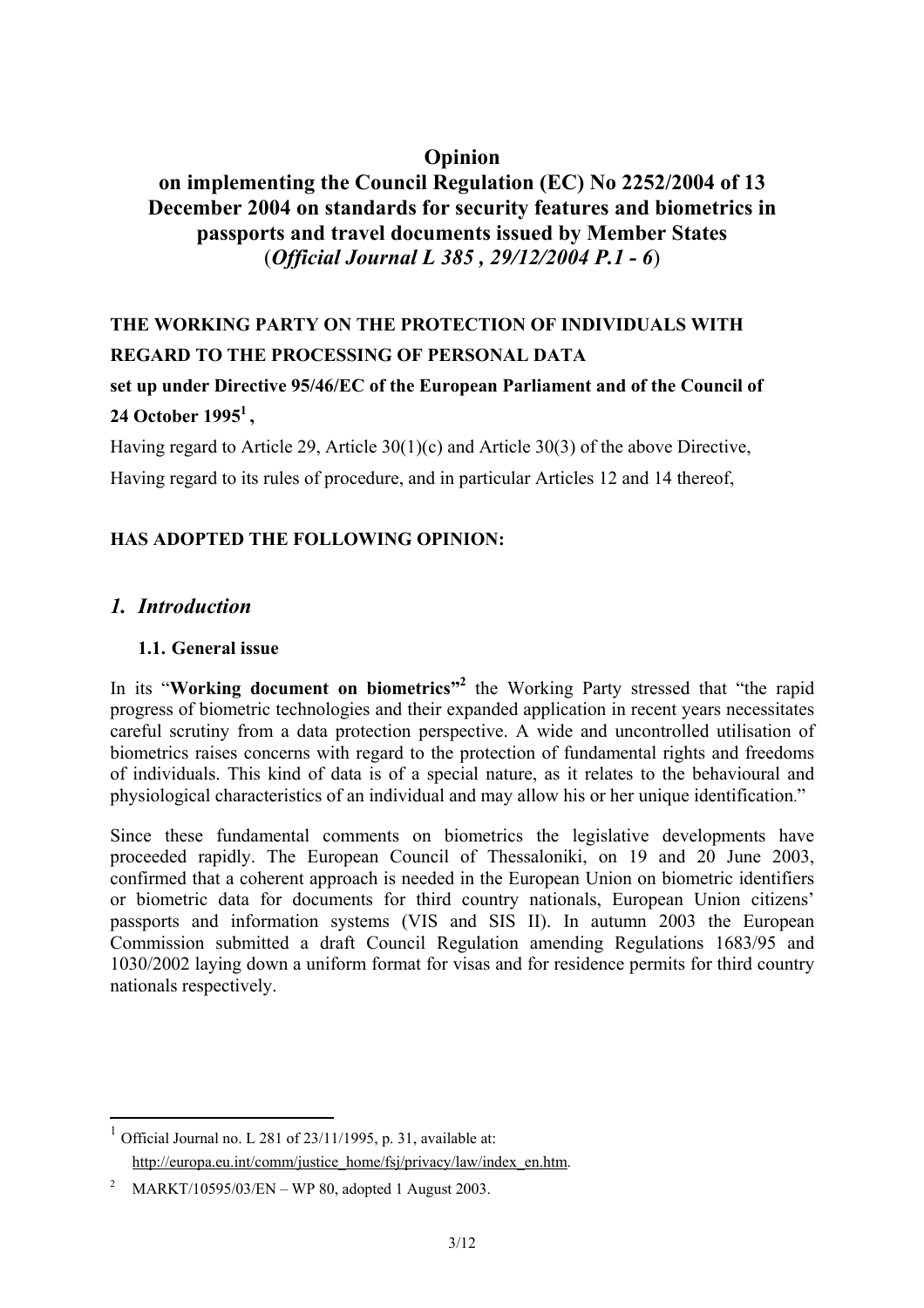# Opinion

## on implementing the Council Regulation (EC) No 2252/2004 of 13 December 2004 on standards for security features and biometrics in passports and travel documents issued by Member States (*Official Journal L 385 , 29/12/2004 P.1 - 6*)

**THE WORKING PARTY ON THE PROTECTION OF INDIVIDUALS WITH REGARD TO THE PROCESSING OF PERSONAL DATA**

**set up under Directive 95/46/EC of the European Parliament and of the Council of 24 October 1995[1] ,**

Having regard to Article 29, Article 30(1)(c) and Article 30(3) of the above Directive,

Having regard to its rules of procedure, and in particular Articles 12 and 14 thereof,

**HAS ADOPTED THE FOLLOWING OPINION:**

## *1. Introduction*

### 1.1. General issue

In its "**Working document on biometrics"[2]** the Working Party stressed that "the rapid progress of biometric technologies and their expanded application in recent years necessitates careful scrutiny from a data protection perspective. A wide and uncontrolled utilisation of biometrics raises concerns with regard to the protection of fundamental rights and freedoms of individuals. This kind of data is of a special nature, as it relates to the behavioural and physiological characteristics of an individual and may allow his or her unique identification."

Since these fundamental comments on biometrics the legislative developments have proceeded rapidly. The European Council of Thessaloniki, on 19 and 20 June 2003, confirmed that a coherent approach is needed in the European Union on biometric identifiers or biometric data for documents for third country nationals, European Union citizens' passports and information systems (VIS and SIS II). In autumn 2003 the European Commission submitted a draft Council Regulation amending Regulations 1683/95 and 1030/2002 laying down a uniform format for visas and for residence permits for third country nationals respectively.

---

[1] Official Journal no. L 281 of 23/11/1995, p. 31, available at: http://europa.eu.int/comm/justice_home/fsj/privacy/law/index_en.htm.

[2] MARKT/10595/03/EN – WP 80, adopted 1 August 2003.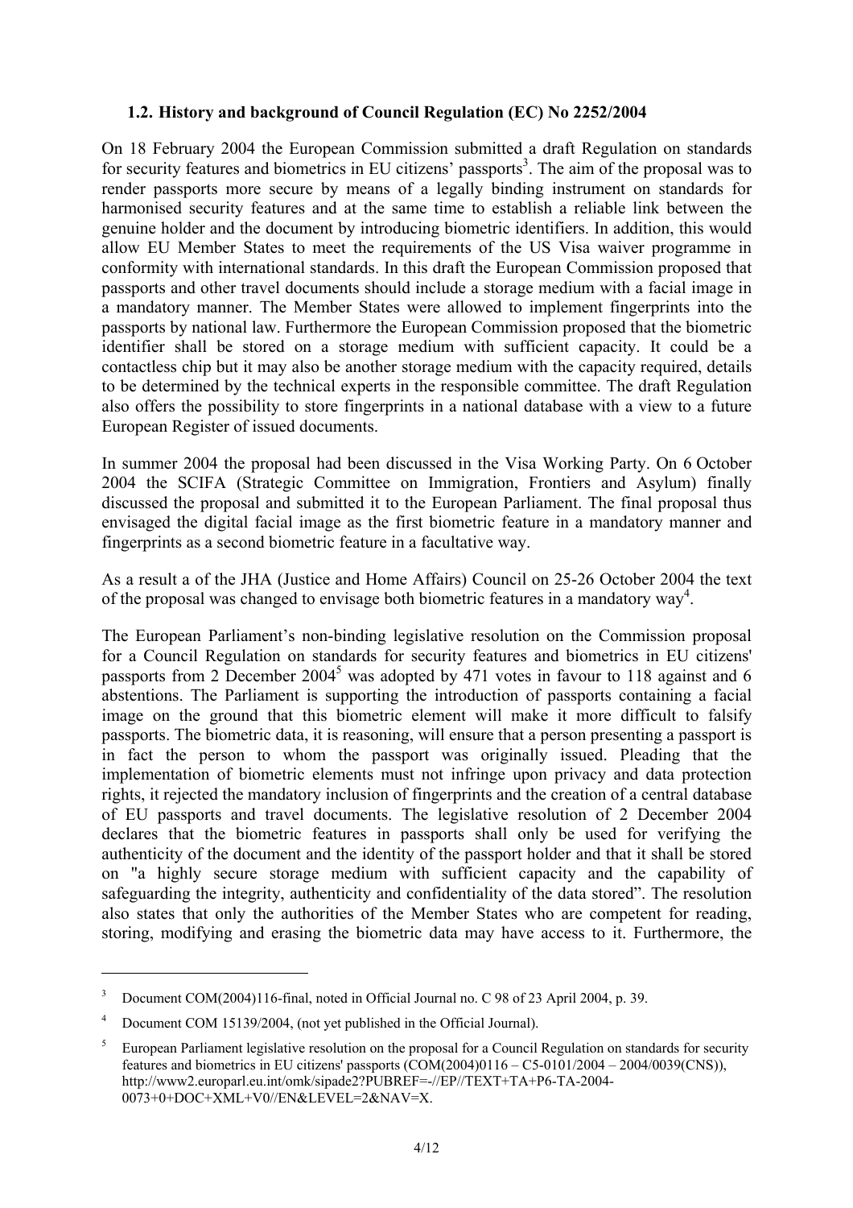### 1.2. History and background of Council Regulation (EC) No 2252/2004

On 18 February 2004 the European Commission submitted a draft Regulation on standards for security features and biometrics in EU citizens' passports[3]. The aim of the proposal was to render passports more secure by means of a legally binding instrument on standards for harmonised security features and at the same time to establish a reliable link between the genuine holder and the document by introducing biometric identifiers. In addition, this would allow EU Member States to meet the requirements of the US Visa waiver programme in conformity with international standards. In this draft the European Commission proposed that passports and other travel documents should include a storage medium with a facial image in a mandatory manner. The Member States were allowed to implement fingerprints into the passports by national law. Furthermore the European Commission proposed that the biometric identifier shall be stored on a storage medium with sufficient capacity. It could be a contactless chip but it may also be another storage medium with the capacity required, details to be determined by the technical experts in the responsible committee. The draft Regulation also offers the possibility to store fingerprints in a national database with a view to a future European Register of issued documents.

In summer 2004 the proposal had been discussed in the Visa Working Party. On 6 October 2004 the SCIFA (Strategic Committee on Immigration, Frontiers and Asylum) finally discussed the proposal and submitted it to the European Parliament. The final proposal thus envisaged the digital facial image as the first biometric feature in a mandatory manner and fingerprints as a second biometric feature in a facultative way.

As a result a of the JHA (Justice and Home Affairs) Council on 25-26 October 2004 the text of the proposal was changed to envisage both biometric features in a mandatory way[4].

The European Parliament's non-binding legislative resolution on the Commission proposal for a Council Regulation on standards for security features and biometrics in EU citizens' passports from 2 December 2004[5] was adopted by 471 votes in favour to 118 against and 6 abstentions. The Parliament is supporting the introduction of passports containing a facial image on the ground that this biometric element will make it more difficult to falsify passports. The biometric data, it is reasoning, will ensure that a person presenting a passport is in fact the person to whom the passport was originally issued. Pleading that the implementation of biometric elements must not infringe upon privacy and data protection rights, it rejected the mandatory inclusion of fingerprints and the creation of a central database of EU passports and travel documents. The legislative resolution of 2 December 2004 declares that the biometric features in passports shall only be used for verifying the authenticity of the document and the identity of the passport holder and that it shall be stored on "a highly secure storage medium with sufficient capacity and the capability of safeguarding the integrity, authenticity and confidentiality of the data stored". The resolution also states that only the authorities of the Member States who are competent for reading, storing, modifying and erasing the biometric data may have access to it. Furthermore, the

---

[3] Document COM(2004)116-final, noted in Official Journal no. C 98 of 23 April 2004, p. 39.

[4] Document COM 15139/2004, (not yet published in the Official Journal).

[5] European Parliament legislative resolution on the proposal for a Council Regulation on standards for security features and biometrics in EU citizens' passports (COM(2004)0116 – C5-0101/2004 – 2004/0039(CNS)), http://www2.europarl.eu.int/omk/sipade2?PUBREF=-//EP//TEXT+TA+P6-TA-2004-0073+0+DOC+XML+V0//EN&LEVEL=2&NAV=X.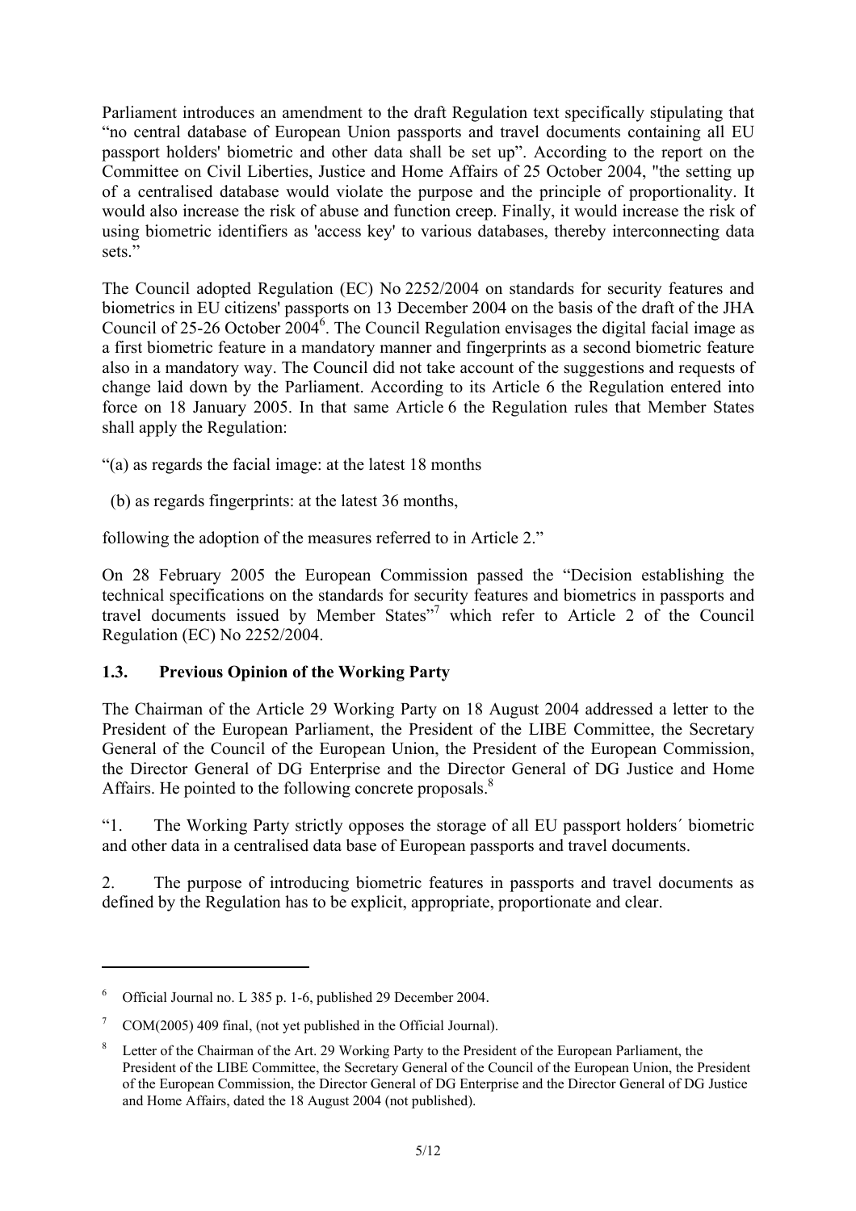Parliament introduces an amendment to the draft Regulation text specifically stipulating that "no central database of European Union passports and travel documents containing all EU passport holders' biometric and other data shall be set up". According to the report on the Committee on Civil Liberties, Justice and Home Affairs of 25 October 2004, "the setting up of a centralised database would violate the purpose and the principle of proportionality. It would also increase the risk of abuse and function creep. Finally, it would increase the risk of using biometric identifiers as 'access key' to various databases, thereby interconnecting data sets."

The Council adopted Regulation (EC) No 2252/2004 on standards for security features and biometrics in EU citizens' passports on 13 December 2004 on the basis of the draft of the JHA Council of 25-26 October 2004[6]. The Council Regulation envisages the digital facial image as a first biometric feature in a mandatory manner and fingerprints as a second biometric feature also in a mandatory way. The Council did not take account of the suggestions and requests of change laid down by the Parliament. According to its Article 6 the Regulation entered into force on 18 January 2005. In that same Article 6 the Regulation rules that Member States shall apply the Regulation:

"(a) as regards the facial image: at the latest 18 months

(b) as regards fingerprints: at the latest 36 months,

following the adoption of the measures referred to in Article 2."

On 28 February 2005 the European Commission passed the "Decision establishing the technical specifications on the standards for security features and biometrics in passports and travel documents issued by Member States"[7] which refer to Article 2 of the Council Regulation (EC) No 2252/2004.

### 1.3. Previous Opinion of the Working Party

The Chairman of the Article 29 Working Party on 18 August 2004 addressed a letter to the President of the European Parliament, the President of the LIBE Committee, the Secretary General of the Council of the European Union, the President of the European Commission, the Director General of DG Enterprise and the Director General of DG Justice and Home Affairs. He pointed to the following concrete proposals.[8]

"1. The Working Party strictly opposes the storage of all EU passport holders´ biometric and other data in a centralised data base of European passports and travel documents.

2. The purpose of introducing biometric features in passports and travel documents as defined by the Regulation has to be explicit, appropriate, proportionate and clear.

---

[6] Official Journal no. L 385 p. 1-6, published 29 December 2004.

[7] COM(2005) 409 final, (not yet published in the Official Journal).

[8] Letter of the Chairman of the Art. 29 Working Party to the President of the European Parliament, the President of the LIBE Committee, the Secretary General of the Council of the European Union, the President of the European Commission, the Director General of DG Enterprise and the Director General of DG Justice and Home Affairs, dated the 18 August 2004 (not published).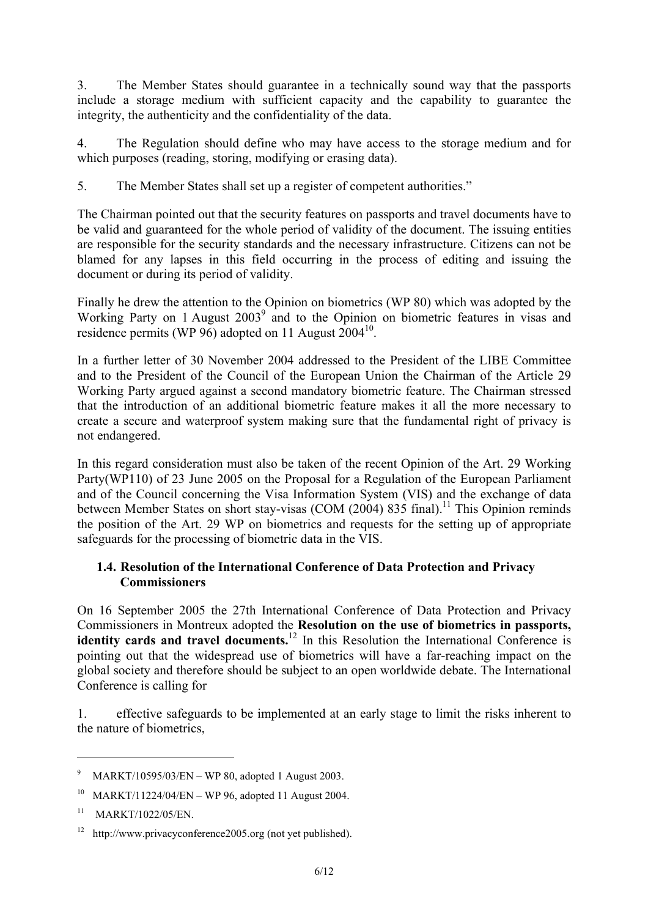3. The Member States should guarantee in a technically sound way that the passports include a storage medium with sufficient capacity and the capability to guarantee the integrity, the authenticity and the confidentiality of the data.

4. The Regulation should define who may have access to the storage medium and for which purposes (reading, storing, modifying or erasing data).

5. The Member States shall set up a register of competent authorities."

The Chairman pointed out that the security features on passports and travel documents have to be valid and guaranteed for the whole period of validity of the document. The issuing entities are responsible for the security standards and the necessary infrastructure. Citizens can not be blamed for any lapses in this field occurring in the process of editing and issuing the document or during its period of validity.

Finally he drew the attention to the Opinion on biometrics (WP 80) which was adopted by the Working Party on 1 August 2003[9] and to the Opinion on biometric features in visas and residence permits (WP 96) adopted on 11 August 2004[10].

In a further letter of 30 November 2004 addressed to the President of the LIBE Committee and to the President of the Council of the European Union the Chairman of the Article 29 Working Party argued against a second mandatory biometric feature. The Chairman stressed that the introduction of an additional biometric feature makes it all the more necessary to create a secure and waterproof system making sure that the fundamental right of privacy is not endangered.

In this regard consideration must also be taken of the recent Opinion of the Art. 29 Working Party(WP110) of 23 June 2005 on the Proposal for a Regulation of the European Parliament and of the Council concerning the Visa Information System (VIS) and the exchange of data between Member States on short stay-visas (COM (2004) 835 final).[11] This Opinion reminds the position of the Art. 29 WP on biometrics and requests for the setting up of appropriate safeguards for the processing of biometric data in the VIS.

### 1.4. Resolution of the International Conference of Data Protection and Privacy Commissioners

On 16 September 2005 the 27th International Conference of Data Protection and Privacy Commissioners in Montreux adopted the **Resolution on the use of biometrics in passports, identity cards and travel documents.**[12] In this Resolution the International Conference is pointing out that the widespread use of biometrics will have a far-reaching impact on the global society and therefore should be subject to an open worldwide debate. The International Conference is calling for

1. effective safeguards to be implemented at an early stage to limit the risks inherent to the nature of biometrics,

---

[9] MARKT/10595/03/EN – WP 80, adopted 1 August 2003.

[10] MARKT/11224/04/EN – WP 96, adopted 11 August 2004.

[11] MARKT/1022/05/EN.

[12] http://www.privacyconference2005.org (not yet published).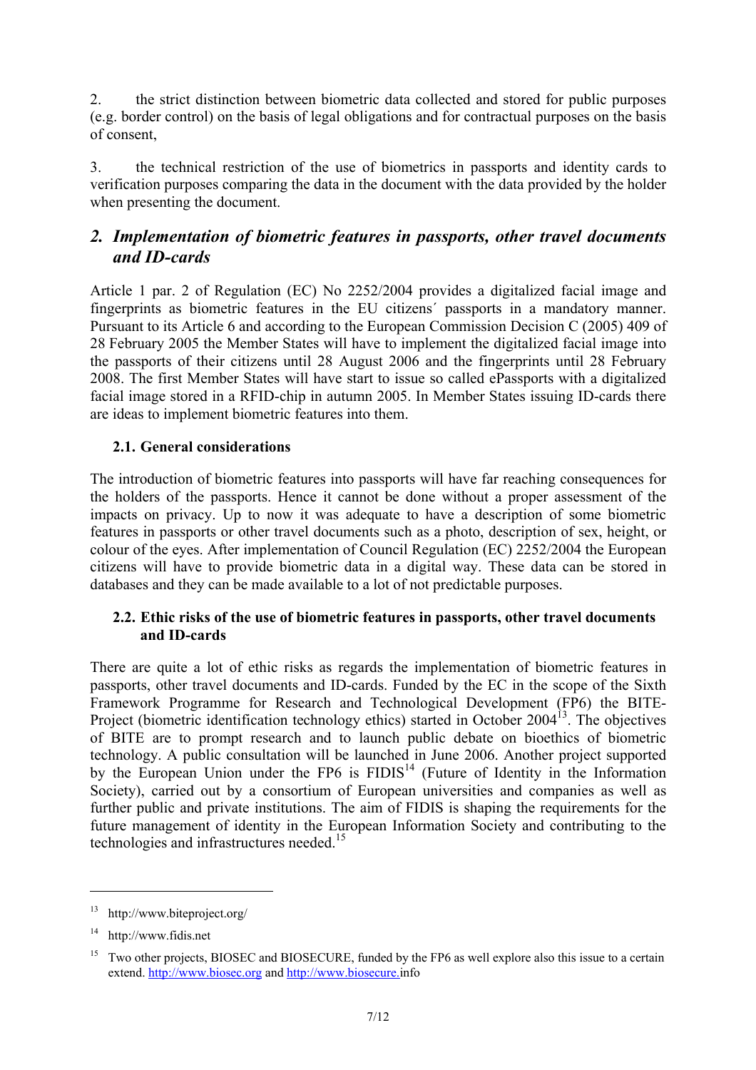2. the strict distinction between biometric data collected and stored for public purposes (e.g. border control) on the basis of legal obligations and for contractual purposes on the basis of consent,

3. the technical restriction of the use of biometrics in passports and identity cards to verification purposes comparing the data in the document with the data provided by the holder when presenting the document.

## *2. Implementation of biometric features in passports, other travel documents and ID-cards*

Article 1 par. 2 of Regulation (EC) No 2252/2004 provides a digitalized facial image and fingerprints as biometric features in the EU citizens´ passports in a mandatory manner. Pursuant to its Article 6 and according to the European Commission Decision C (2005) 409 of 28 February 2005 the Member States will have to implement the digitalized facial image into the passports of their citizens until 28 August 2006 and the fingerprints until 28 February 2008. The first Member States will have start to issue so called ePassports with a digitalized facial image stored in a RFID-chip in autumn 2005. In Member States issuing ID-cards there are ideas to implement biometric features into them.

### 2.1. General considerations

The introduction of biometric features into passports will have far reaching consequences for the holders of the passports. Hence it cannot be done without a proper assessment of the impacts on privacy. Up to now it was adequate to have a description of some biometric features in passports or other travel documents such as a photo, description of sex, height, or colour of the eyes. After implementation of Council Regulation (EC) 2252/2004 the European citizens will have to provide biometric data in a digital way. These data can be stored in databases and they can be made available to a lot of not predictable purposes.

### 2.2. Ethic risks of the use of biometric features in passports, other travel documents and ID-cards

There are quite a lot of ethic risks as regards the implementation of biometric features in passports, other travel documents and ID-cards. Funded by the EC in the scope of the Sixth Framework Programme for Research and Technological Development (FP6) the BITE-Project (biometric identification technology ethics) started in October 2004[13]. The objectives of BITE are to prompt research and to launch public debate on bioethics of biometric technology. A public consultation will be launched in June 2006. Another project supported by the European Union under the FP6 is FIDIS[14] (Future of Identity in the Information Society), carried out by a consortium of European universities and companies as well as further public and private institutions. The aim of FIDIS is shaping the requirements for the future management of identity in the European Information Society and contributing to the technologies and infrastructures needed.[15]

---

[13] http://www.biteproject.org/

[14] http://www.fidis.net

[15] Two other projects, BIOSEC and BIOSECURE, funded by the FP6 as well explore also this issue to a certain extend. http://www.biosec.org and http://www.biosecure.info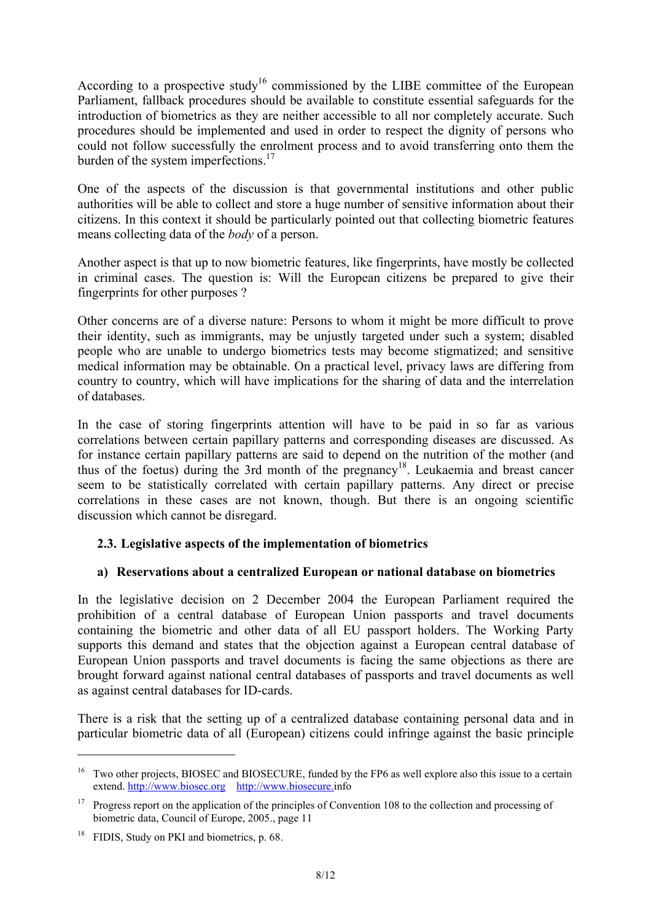According to a prospective study[16] commissioned by the LIBE committee of the European Parliament, fallback procedures should be available to constitute essential safeguards for the introduction of biometrics as they are neither accessible to all nor completely accurate. Such procedures should be implemented and used in order to respect the dignity of persons who could not follow successfully the enrolment process and to avoid transferring onto them the burden of the system imperfections.[17]

One of the aspects of the discussion is that governmental institutions and other public authorities will be able to collect and store a huge number of sensitive information about their citizens. In this context it should be particularly pointed out that collecting biometric features means collecting data of the *body* of a person.

Another aspect is that up to now biometric features, like fingerprints, have mostly be collected in criminal cases. The question is: Will the European citizens be prepared to give their fingerprints for other purposes ?

Other concerns are of a diverse nature: Persons to whom it might be more difficult to prove their identity, such as immigrants, may be unjustly targeted under such a system; disabled people who are unable to undergo biometrics tests may become stigmatized; and sensitive medical information may be obtainable. On a practical level, privacy laws are differing from country to country, which will have implications for the sharing of data and the interrelation of databases.

In the case of storing fingerprints attention will have to be paid in so far as various correlations between certain papillary patterns and corresponding diseases are discussed. As for instance certain papillary patterns are said to depend on the nutrition of the mother (and thus of the foetus) during the 3rd month of the pregnancy[18]. Leukaemia and breast cancer seem to be statistically correlated with certain papillary patterns. Any direct or precise correlations in these cases are not known, though. But there is an ongoing scientific discussion which cannot be disregard.

### 2.3. Legislative aspects of the implementation of biometrics

#### a) Reservations about a centralized European or national database on biometrics

In the legislative decision on 2 December 2004 the European Parliament required the prohibition of a central database of European Union passports and travel documents containing the biometric and other data of all EU passport holders. The Working Party supports this demand and states that the objection against a European central database of European Union passports and travel documents is facing the same objections as there are brought forward against national central databases of passports and travel documents as well as against central databases for ID-cards.

There is a risk that the setting up of a centralized database containing personal data and in particular biometric data of all (European) citizens could infringe against the basic principle

---

[16] Two other projects, BIOSEC and BIOSECURE, funded by the FP6 as well explore also this issue to a certain extend. http://www.biosec.org http://www.biosecure.info

[17] Progress report on the application of the principles of Convention 108 to the collection and processing of biometric data, Council of Europe, 2005., page 11

[18] FIDIS, Study on PKI and biometrics, p. 68.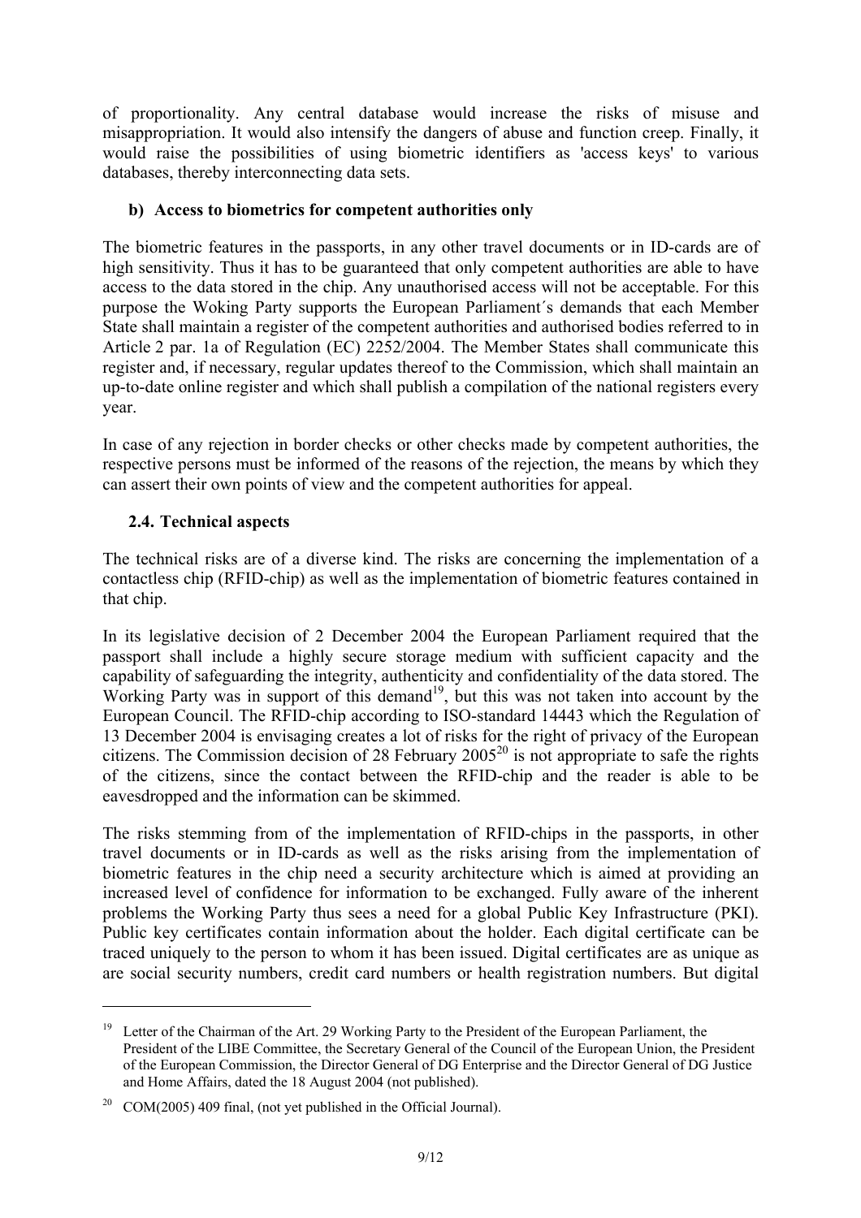of proportionality. Any central database would increase the risks of misuse and misappropriation. It would also intensify the dangers of abuse and function creep. Finally, it would raise the possibilities of using biometric identifiers as 'access keys' to various databases, thereby interconnecting data sets.

**b) Access to biometrics for competent authorities only**

The biometric features in the passports, in any other travel documents or in ID-cards are of high sensitivity. Thus it has to be guaranteed that only competent authorities are able to have access to the data stored in the chip. Any unauthorised access will not be acceptable. For this purpose the Woking Party supports the European Parliament´s demands that each Member State shall maintain a register of the competent authorities and authorised bodies referred to in Article 2 par. 1a of Regulation (EC) 2252/2004. The Member States shall communicate this register and, if necessary, regular updates thereof to the Commission, which shall maintain an up-to-date online register and which shall publish a compilation of the national registers every year.

In case of any rejection in border checks or other checks made by competent authorities, the respective persons must be informed of the reasons of the rejection, the means by which they can assert their own points of view and the competent authorities for appeal.

### 2.4. Technical aspects

The technical risks are of a diverse kind. The risks are concerning the implementation of a contactless chip (RFID-chip) as well as the implementation of biometric features contained in that chip.

In its legislative decision of 2 December 2004 the European Parliament required that the passport shall include a highly secure storage medium with sufficient capacity and the capability of safeguarding the integrity, authenticity and confidentiality of the data stored. The Working Party was in support of this demand[19], but this was not taken into account by the European Council. The RFID-chip according to ISO-standard 14443 which the Regulation of 13 December 2004 is envisaging creates a lot of risks for the right of privacy of the European citizens. The Commission decision of 28 February 2005[20] is not appropriate to safe the rights of the citizens, since the contact between the RFID-chip and the reader is able to be eavesdropped and the information can be skimmed.

The risks stemming from of the implementation of RFID-chips in the passports, in other travel documents or in ID-cards as well as the risks arising from the implementation of biometric features in the chip need a security architecture which is aimed at providing an increased level of confidence for information to be exchanged. Fully aware of the inherent problems the Working Party thus sees a need for a global Public Key Infrastructure (PKI). Public key certificates contain information about the holder. Each digital certificate can be traced uniquely to the person to whom it has been issued. Digital certificates are as unique as are social security numbers, credit card numbers or health registration numbers. But digital

---

[19] Letter of the Chairman of the Art. 29 Working Party to the President of the European Parliament, the President of the LIBE Committee, the Secretary General of the Council of the European Union, the President of the European Commission, the Director General of DG Enterprise and the Director General of DG Justice and Home Affairs, dated the 18 August 2004 (not published).

[20] COM(2005) 409 final, (not yet published in the Official Journal).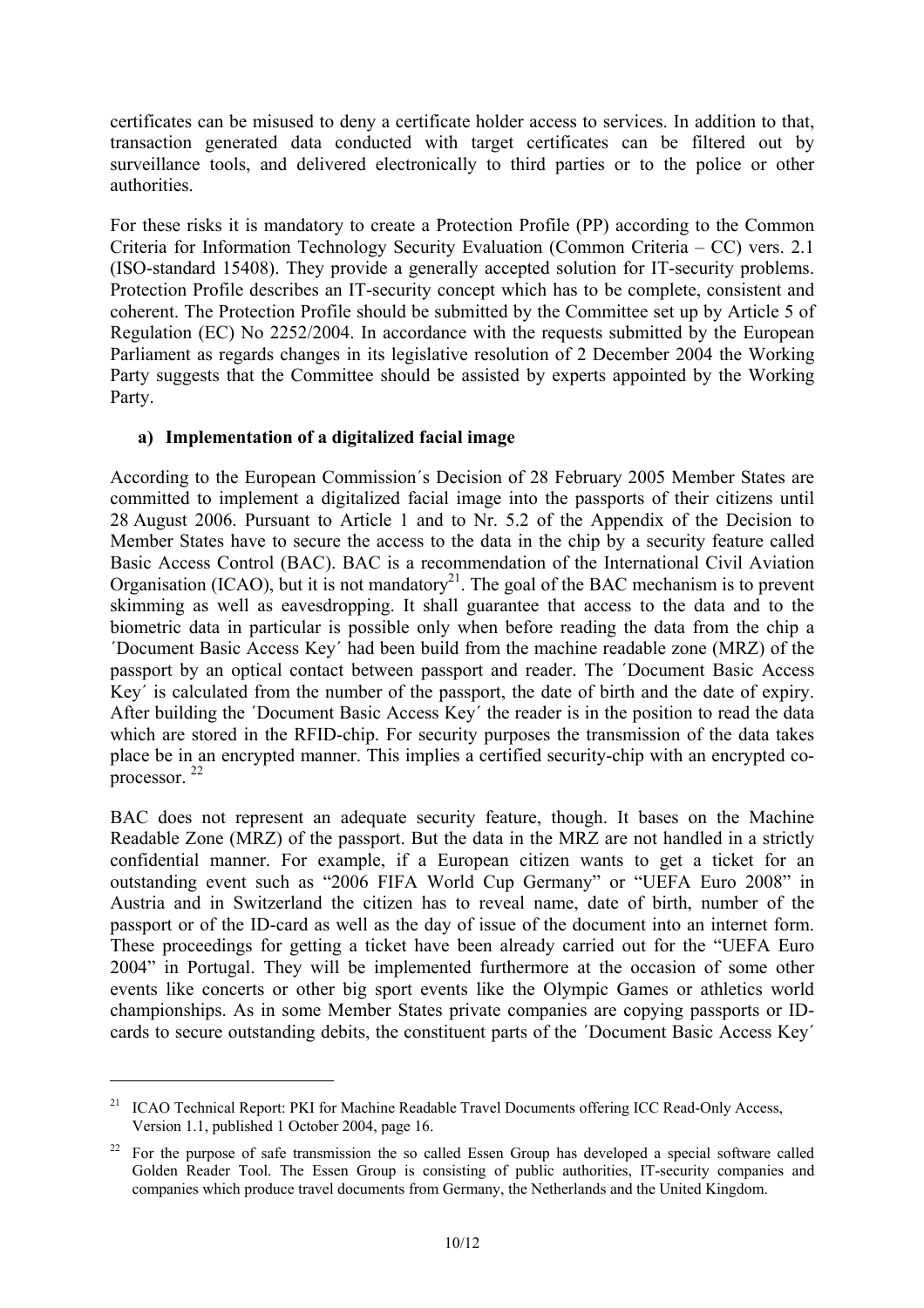certificates can be misused to deny a certificate holder access to services. In addition to that, transaction generated data conducted with target certificates can be filtered out by surveillance tools, and delivered electronically to third parties or to the police or other authorities.

For these risks it is mandatory to create a Protection Profile (PP) according to the Common Criteria for Information Technology Security Evaluation (Common Criteria – CC) vers. 2.1 (ISO-standard 15408). They provide a generally accepted solution for IT-security problems. Protection Profile describes an IT-security concept which has to be complete, consistent and coherent. The Protection Profile should be submitted by the Committee set up by Article 5 of Regulation (EC) No 2252/2004. In accordance with the requests submitted by the European Parliament as regards changes in its legislative resolution of 2 December 2004 the Working Party suggests that the Committee should be assisted by experts appointed by the Working Party.

**a) Implementation of a digitalized facial image**

According to the European Commission´s Decision of 28 February 2005 Member States are committed to implement a digitalized facial image into the passports of their citizens until 28 August 2006. Pursuant to Article 1 and to Nr. 5.2 of the Appendix of the Decision to Member States have to secure the access to the data in the chip by a security feature called Basic Access Control (BAC). BAC is a recommendation of the International Civil Aviation Organisation (ICAO), but it is not mandatory[21]. The goal of the BAC mechanism is to prevent skimming as well as eavesdropping. It shall guarantee that access to the data and to the biometric data in particular is possible only when before reading the data from the chip a ´Document Basic Access Key´ had been build from the machine readable zone (MRZ) of the passport by an optical contact between passport and reader. The ´Document Basic Access Key´ is calculated from the number of the passport, the date of birth and the date of expiry. After building the ´Document Basic Access Key´ the reader is in the position to read the data which are stored in the RFID-chip. For security purposes the transmission of the data takes place be in an encrypted manner. This implies a certified security-chip with an encrypted co-processor. [22]

BAC does not represent an adequate security feature, though. It bases on the Machine Readable Zone (MRZ) of the passport. But the data in the MRZ are not handled in a strictly confidential manner. For example, if a European citizen wants to get a ticket for an outstanding event such as "2006 FIFA World Cup Germany" or "UEFA Euro 2008" in Austria and in Switzerland the citizen has to reveal name, date of birth, number of the passport or of the ID-card as well as the day of issue of the document into an internet form. These proceedings for getting a ticket have been already carried out for the "UEFA Euro 2004" in Portugal. They will be implemented furthermore at the occasion of some other events like concerts or other big sport events like the Olympic Games or athletics world championships. As in some Member States private companies are copying passports or ID-cards to secure outstanding debits, the constituent parts of the ´Document Basic Access Key´

---

[21] ICAO Technical Report: PKI for Machine Readable Travel Documents offering ICC Read-Only Access, Version 1.1, published 1 October 2004, page 16.

[22] For the purpose of safe transmission the so called Essen Group has developed a special software called Golden Reader Tool. The Essen Group is consisting of public authorities, IT-security companies and companies which produce travel documents from Germany, the Netherlands and the United Kingdom.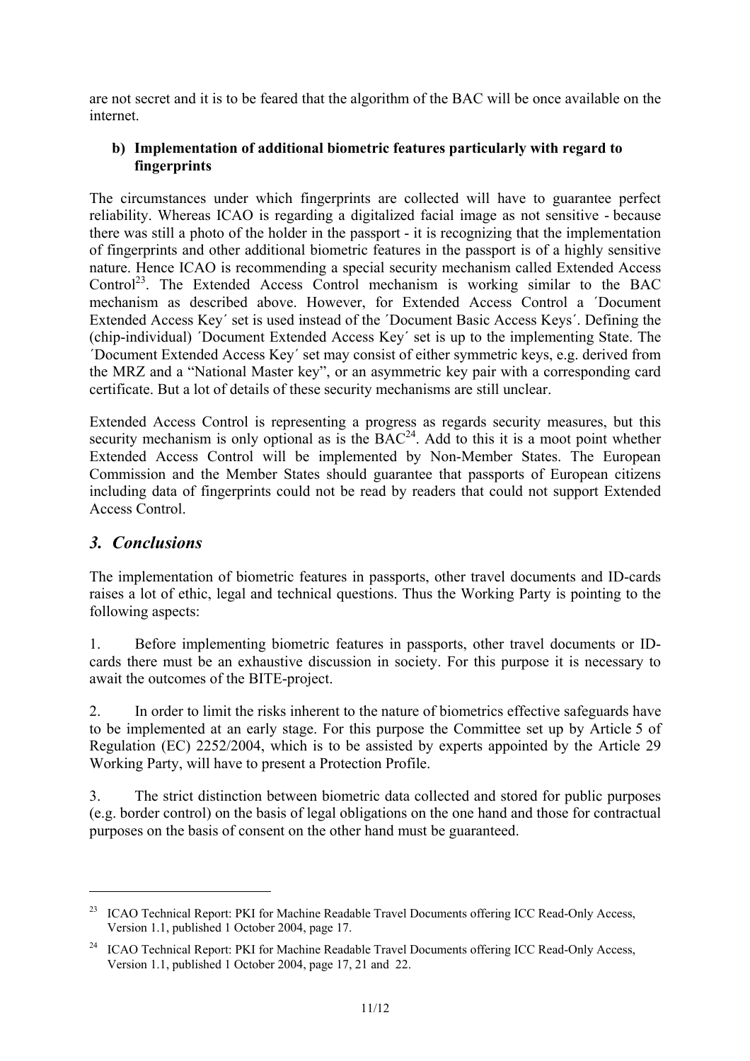are not secret and it is to be feared that the algorithm of the BAC will be once available on the internet.

**b) Implementation of additional biometric features particularly with regard to fingerprints**

The circumstances under which fingerprints are collected will have to guarantee perfect reliability. Whereas ICAO is regarding a digitalized facial image as not sensitive - because there was still a photo of the holder in the passport - it is recognizing that the implementation of fingerprints and other additional biometric features in the passport is of a highly sensitive nature. Hence ICAO is recommending a special security mechanism called Extended Access Control[23]. The Extended Access Control mechanism is working similar to the BAC mechanism as described above. However, for Extended Access Control a ´Document Extended Access Key´ set is used instead of the ´Document Basic Access Keys´. Defining the (chip-individual) ´Document Extended Access Key´ set is up to the implementing State. The ´Document Extended Access Key´ set may consist of either symmetric keys, e.g. derived from the MRZ and a "National Master key", or an asymmetric key pair with a corresponding card certificate. But a lot of details of these security mechanisms are still unclear.

Extended Access Control is representing a progress as regards security measures, but this security mechanism is only optional as is the BAC[24]. Add to this it is a moot point whether Extended Access Control will be implemented by Non-Member States. The European Commission and the Member States should guarantee that passports of European citizens including data of fingerprints could not be read by readers that could not support Extended Access Control.

## *3. Conclusions*

The implementation of biometric features in passports, other travel documents and ID-cards raises a lot of ethic, legal and technical questions. Thus the Working Party is pointing to the following aspects:

1. Before implementing biometric features in passports, other travel documents or ID-cards there must be an exhaustive discussion in society. For this purpose it is necessary to await the outcomes of the BITE-project.

2. In order to limit the risks inherent to the nature of biometrics effective safeguards have to be implemented at an early stage. For this purpose the Committee set up by Article 5 of Regulation (EC) 2252/2004, which is to be assisted by experts appointed by the Article 29 Working Party, will have to present a Protection Profile.

3. The strict distinction between biometric data collected and stored for public purposes (e.g. border control) on the basis of legal obligations on the one hand and those for contractual purposes on the basis of consent on the other hand must be guaranteed.

---

[23] ICAO Technical Report: PKI for Machine Readable Travel Documents offering ICC Read-Only Access, Version 1.1, published 1 October 2004, page 17.

[24] ICAO Technical Report: PKI for Machine Readable Travel Documents offering ICC Read-Only Access, Version 1.1, published 1 October 2004, page 17, 21 and 22.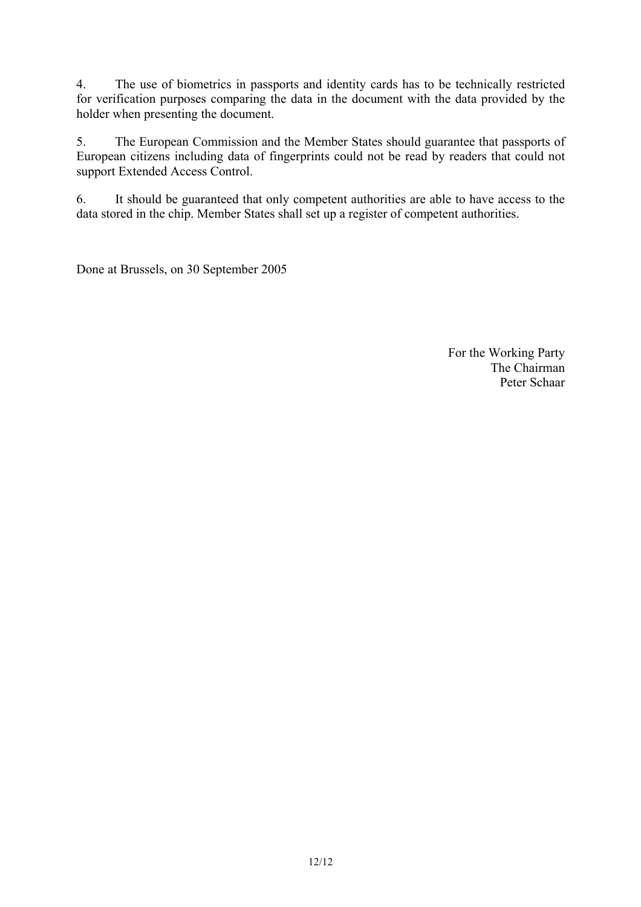4. The use of biometrics in passports and identity cards has to be technically restricted for verification purposes comparing the data in the document with the data provided by the holder when presenting the document.

5. The European Commission and the Member States should guarantee that passports of European citizens including data of fingerprints could not be read by readers that could not support Extended Access Control.

6. It should be guaranteed that only competent authorities are able to have access to the data stored in the chip. Member States shall set up a register of competent authorities.

Done at Brussels, on 30 September 2005

For the Working Party
The Chairman
Peter Schaar